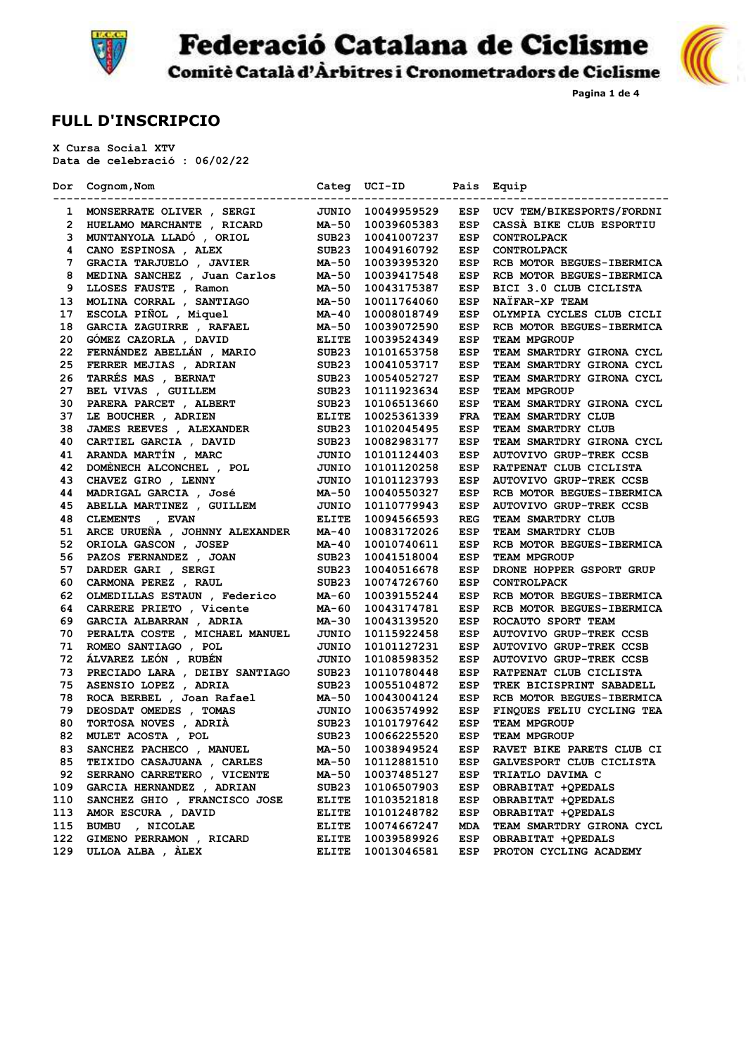# Federació Catalana de Ciclisme

## Comitè Català d'Àrbitres i Cronometradors de Ciclisme

## FULL D'INSCRIPCIO

**X Cursa Social XTV**
**Data de celebració : 06/02/22**

| Dor | Cognom,Nom | Categ | UCI-ID | Pais | Equip |
|---|---|---|---|---|---|
| 1 | MONSERRATE OLIVER , SERGI | JUNIO | 10049959529 | ESP | UCV TEM/BIKESPORTS/FORDNI |
| 2 | HUELAMO MARCHANTE , RICARD | MA-50 | 10039605383 | ESP | CASSÀ BIKE CLUB ESPORTIU |
| 3 | MUNTANYOLA LLADÓ , ORIOL | SUB23 | 10041007237 | ESP | CONTROLPACK |
| 4 | CANO ESPINOSA , ALEX | SUB23 | 10049160792 | ESP | CONTROLPACK |
| 7 | GRACIA TARJUELO , JAVIER | MA-50 | 10039395320 | ESP | RCB MOTOR BEGUES-IBERMICA |
| 8 | MEDINA SANCHEZ , Juan Carlos | MA-50 | 10039417548 | ESP | RCB MOTOR BEGUES-IBERMICA |
| 9 | LLOSES FAUSTE , Ramon | MA-50 | 10043175387 | ESP | BICI 3.0 CLUB CICLISTA |
| 13 | MOLINA CORRAL , SANTIAGO | MA-50 | 10011764060 | ESP | NAÏFAR-XP TEAM |
| 17 | ESCOLA PIÑOL , Miquel | MA-40 | 10008018749 | ESP | OLYMPIA CYCLES CLUB CICLI |
| 18 | GARCIA ZAGUIRRE , RAFAEL | MA-50 | 10039072590 | ESP | RCB MOTOR BEGUES-IBERMICA |
| 20 | GÓMEZ CAZORLA , DAVID | ELITE | 10039524349 | ESP | TEAM MPGROUP |
| 22 | FERNÁNDEZ ABELLÁN , MARIO | SUB23 | 10101653758 | ESP | TEAM SMARTDRY GIRONA CYCL |
| 25 | FERRER MEJIAS , ADRIAN | SUB23 | 10041053717 | ESP | TEAM SMARTDRY GIRONA CYCL |
| 26 | TARRÉS MAS , BERNAT | SUB23 | 10054052727 | ESP | TEAM SMARTDRY GIRONA CYCL |
| 27 | BEL VIVAS , GUILLEM | SUB23 | 10111923634 | ESP | TEAM MPGROUP |
| 30 | PARERA PARCET , ALBERT | SUB23 | 10106513660 | ESP | TEAM SMARTDRY GIRONA CYCL |
| 37 | LE BOUCHER , ADRIEN | ELITE | 10025361339 | FRA | TEAM SMARTDRY CLUB |
| 38 | JAMES REEVES , ALEXANDER | SUB23 | 10102045495 | ESP | TEAM SMARTDRY CLUB |
| 40 | CARTIEL GARCIA , DAVID | SUB23 | 10082983177 | ESP | TEAM SMARTDRY GIRONA CYCL |
| 41 | ARANDA MARTÍN , MARC | JUNIO | 10101124403 | ESP | AUTOVIVO GRUP-TREK CCSB |
| 42 | DOMÈNECH ALCONCHEL , POL | JUNIO | 10101120258 | ESP | RATPENAT CLUB CICLISTA |
| 43 | CHAVEZ GIRO , LENNY | JUNIO | 10101123793 | ESP | AUTOVIVO GRUP-TREK CCSB |
| 44 | MADRIGAL GARCIA , José | MA-50 | 10040550327 | ESP | RCB MOTOR BEGUES-IBERMICA |
| 45 | ABELLA MARTINEZ , GUILLEM | JUNIO | 10110779943 | ESP | AUTOVIVO GRUP-TREK CCSB |
| 48 | CLEMENTS , EVAN | ELITE | 10094566593 | REG | TEAM SMARTDRY CLUB |
| 51 | ARCE URUEÑA , JOHNNY ALEXANDER | MA-40 | 10083172026 | ESP | TEAM SMARTDRY CLUB |
| 52 | ORIOLA GASCON , JOSEP | MA-40 | 10010740611 | ESP | RCB MOTOR BEGUES-IBERMICA |
| 56 | PAZOS FERNANDEZ , JOAN | SUB23 | 10041518004 | ESP | TEAM MPGROUP |
| 57 | DARDER GARI , SERGI | SUB23 | 10040516678 | ESP | DRONE HOPPER GSPORT GRUP |
| 60 | CARMONA PEREZ , RAUL | SUB23 | 10074726760 | ESP | CONTROLPACK |
| 62 | OLMEDILLAS ESTAUN , Federico | MA-60 | 10039155244 | ESP | RCB MOTOR BEGUES-IBERMICA |
| 64 | CARRERE PRIETO , Vicente | MA-60 | 10043174781 | ESP | RCB MOTOR BEGUES-IBERMICA |
| 69 | GARCIA ALBARRAN , ADRIA | MA-30 | 10043139520 | ESP | ROCAUTO SPORT TEAM |
| 70 | PERALTA COSTE , MICHAEL MANUEL | JUNIO | 10115922458 | ESP | AUTOVIVO GRUP-TREK CCSB |
| 71 | ROMEO SANTIAGO , POL | JUNIO | 10101127231 | ESP | AUTOVIVO GRUP-TREK CCSB |
| 72 | ÁLVAREZ LEÓN , RUBÉN | JUNIO | 10108598352 | ESP | AUTOVIVO GRUP-TREK CCSB |
| 73 | PRECIADO LARA , DEIBY SANTIAGO | SUB23 | 10110780448 | ESP | RATPENAT CLUB CICLISTA |
| 75 | ASENSIO LOPEZ , ADRIA | SUB23 | 10055104872 | ESP | TREK BICISPRINT SABADELL |
| 78 | ROCA BERBEL , Joan Rafael | MA-50 | 10043004124 | ESP | RCB MOTOR BEGUES-IBERMICA |
| 79 | DEOSDAT OMEDES , TOMAS | JUNIO | 10063574992 | ESP | FINQUES FELIU CYCLING TEA |
| 80 | TORTOSA NOVES , ADRIÀ | SUB23 | 10101797642 | ESP | TEAM MPGROUP |
| 82 | MULET ACOSTA , POL | SUB23 | 10066225520 | ESP | TEAM MPGROUP |
| 83 | SANCHEZ PACHECO , MANUEL | MA-50 | 10038949524 | ESP | RAVET BIKE PARETS CLUB CI |
| 85 | TEIXIDO CASAJUANA , CARLES | MA-50 | 10112881510 | ESP | GALVESPORT CLUB CICLISTA |
| 92 | SERRANO CARRETERO , VICENTE | MA-50 | 10037485127 | ESP | TRIATLO DAVIMA C |
| 109 | GARCIA HERNANDEZ , ADRIAN | SUB23 | 10106507903 | ESP | OBRABITAT +QPEDALS |
| 110 | SANCHEZ GHIO , FRANCISCO JOSE | ELITE | 10103521818 | ESP | OBRABITAT +QPEDALS |
| 113 | AMOR ESCURA , DAVID | ELITE | 10101248782 | ESP | OBRABITAT +QPEDALS |
| 115 | BUMBU , NICOLAE | ELITE | 10074667247 | MDA | TEAM SMARTDRY GIRONA CYCL |
| 122 | GIMENO PERRAMON , RICARD | ELITE | 10039589926 | ESP | OBRABITAT +QPEDALS |
| 129 | ULLOA ALBA , ÀLEX | ELITE | 10013046581 | ESP | PROTON CYCLING ACADEMY |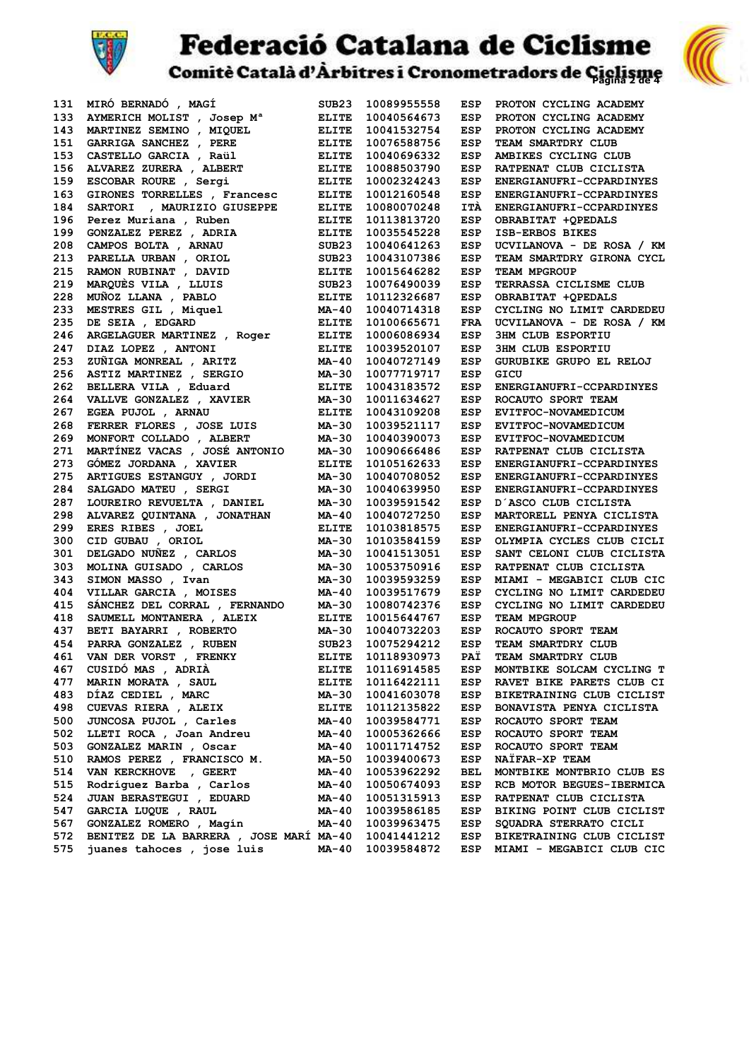# Federació Catalana de Ciclisme

## Comitè Català d'Àrbitres i Cronometradors de Ciclisme

| | | | | | |
|---|---|---|---|---|---|
| 131 | MIRÓ BERNADÓ , MAGÍ | SUB23 | 10089955558 | ESP | PROTON CYCLING ACADEMY |
| 133 | AYMERICH MOLIST , Josep Mª | ELITE | 10040564673 | ESP | PROTON CYCLING ACADEMY |
| 143 | MARTINEZ SEMINO , MIQUEL | ELITE | 10041532754 | ESP | PROTON CYCLING ACADEMY |
| 151 | GARRIGA SANCHEZ , PERE | ELITE | 10076588756 | ESP | TEAM SMARTDRY CLUB |
| 153 | CASTELLO GARCIA , Raül | ELITE | 10040696332 | ESP | AMBIKES CYCLING CLUB |
| 156 | ALVAREZ ZURERA , ALBERT | ELITE | 10088503790 | ESP | RATPENAT CLUB CICLISTA |
| 159 | ESCOBAR ROURE , Sergi | ELITE | 10002324243 | ESP | ENERGIANUFRI-CCPARDINYES |
| 163 | GIRONES TORRELLES , Francesc | ELITE | 10012160548 | ESP | ENERGIANUFRI-CCPARDINYES |
| 184 | SARTORI , MAURIZIO GIUSEPPE | ELITE | 10080070248 | ITÀ | ENERGIANUFRI-CCPARDINYES |
| 196 | Perez Muriana , Ruben | ELITE | 10113813720 | ESP | OBRABITAT +QPEDALS |
| 199 | GONZALEZ PEREZ , ADRIA | ELITE | 10035545228 | ESP | ISB-ERBOS BIKES |
| 208 | CAMPOS BOLTA , ARNAU | SUB23 | 10040641263 | ESP | UCVILANOVA - DE ROSA / KM |
| 213 | PARELLA URBAN , ORIOL | SUB23 | 10043107386 | ESP | TEAM SMARTDRY GIRONA CYCL |
| 215 | RAMON RUBINAT , DAVID | ELITE | 10015646282 | ESP | TEAM MPGROUP |
| 219 | MARQUÈS VILA , LLUIS | SUB23 | 10076490039 | ESP | TERRASSA CICLISME CLUB |
| 228 | MUÑOZ LLANA , PABLO | ELITE | 10112326687 | ESP | OBRABITAT +QPEDALS |
| 233 | MESTRES GIL , Miquel | MA-40 | 10040714318 | ESP | CYCLING NO LIMIT CARDEDEU |
| 235 | DE SEIA , EDGARD | ELITE | 10100665671 | FRA | UCVILANOVA - DE ROSA / KM |
| 246 | ARGELAGUER MARTINEZ , Roger | ELITE | 10006086934 | ESP | 3HM CLUB ESPORTIU |
| 247 | DIAZ LOPEZ , ANTONI | ELITE | 10039520107 | ESP | 3HM CLUB ESPORTIU |
| 253 | ZUÑIGA MONREAL , ARITZ | MA-40 | 10040727149 | ESP | GURUBIKE GRUPO EL RELOJ |
| 256 | ASTIZ MARTINEZ , SERGIO | MA-30 | 10077719717 | ESP | GICU |
| 262 | BELLERA VILA , Eduard | ELITE | 10043183572 | ESP | ENERGIANUFRI-CCPARDINYES |
| 264 | VALLVE GONZALEZ , XAVIER | MA-30 | 10011634627 | ESP | ROCAUTO SPORT TEAM |
| 267 | EGEA PUJOL , ARNAU | ELITE | 10043109208 | ESP | EVITFOC-NOVAMEDICUM |
| 268 | FERRER FLORES , JOSE LUIS | MA-30 | 10039521117 | ESP | EVITFOC-NOVAMEDICUM |
| 269 | MONFORT COLLADO , ALBERT | MA-30 | 10040390073 | ESP | EVITFOC-NOVAMEDICUM |
| 271 | MARTÍNEZ VACAS , JOSÉ ANTONIO | MA-30 | 10090666486 | ESP | RATPENAT CLUB CICLISTA |
| 273 | GÓMEZ JORDANA , XAVIER | ELITE | 10105162633 | ESP | ENERGIANUFRI-CCPARDINYES |
| 275 | ARTIGUES ESTANGUY , JORDI | MA-30 | 10040708052 | ESP | ENERGIANUFRI-CCPARDINYES |
| 284 | SALGADO MATEU , SERGI | MA-30 | 10040639950 | ESP | ENERGIANUFRI-CCPARDINYES |
| 287 | LOUREIRO REVUELTA , DANIEL | MA-30 | 10039591542 | ESP | D´ASCO CLUB CICLISTA |
| 298 | ALVAREZ QUINTANA , JONATHAN | MA-40 | 10040727250 | ESP | MARTORELL PENYA CICLISTA |
| 299 | ERES RIBES , JOEL | ELITE | 10103818575 | ESP | ENERGIANUFRI-CCPARDINYES |
| 300 | CID GUBAU , ORIOL | MA-30 | 10103584159 | ESP | OLYMPIA CYCLES CLUB CICLI |
| 301 | DELGADO NUÑEZ , CARLOS | MA-30 | 10041513051 | ESP | SANT CELONI CLUB CICLISTA |
| 303 | MOLINA GUISADO , CARLOS | MA-30 | 10053750916 | ESP | RATPENAT CLUB CICLISTA |
| 343 | SIMON MASSO , Ivan | MA-30 | 10039593259 | ESP | MIAMI - MEGABICI CLUB CIC |
| 404 | VILLAR GARCIA , MOISES | MA-40 | 10039517679 | ESP | CYCLING NO LIMIT CARDEDEU |
| 415 | SÁNCHEZ DEL CORRAL , FERNANDO | MA-30 | 10080742376 | ESP | CYCLING NO LIMIT CARDEDEU |
| 418 | SAUMELL MONTANERA , ALEIX | ELITE | 10015644767 | ESP | TEAM MPGROUP |
| 437 | BETI BAYARRI , ROBERTO | MA-30 | 10040732203 | ESP | ROCAUTO SPORT TEAM |
| 454 | PARRA GONZALEZ , RUBEN | SUB23 | 10075294212 | ESP | TEAM SMARTDRY CLUB |
| 461 | VAN DER VORST , FRENKY | ELITE | 10118930973 | PAÏ | TEAM SMARTDRY CLUB |
| 467 | CUSIDÓ MAS , ADRIÀ | ELITE | 10116914585 | ESP | MONTBIKE SOLCAM CYCLING T |
| 477 | MARIN MORATA , SAUL | ELITE | 10116422111 | ESP | RAVET BIKE PARETS CLUB CI |
| 483 | DÍAZ CEDIEL , MARC | MA-30 | 10041603078 | ESP | BIKETRAINING CLUB CICLIST |
| 498 | CUEVAS RIERA , ALEIX | ELITE | 10112135822 | ESP | BONAVISTA PENYA CICLISTA |
| 500 | JUNCOSA PUJOL , Carles | MA-40 | 10039584771 | ESP | ROCAUTO SPORT TEAM |
| 502 | LLETI ROCA , Joan Andreu | MA-40 | 10005362666 | ESP | ROCAUTO SPORT TEAM |
| 503 | GONZALEZ MARIN , Oscar | MA-40 | 10011714752 | ESP | ROCAUTO SPORT TEAM |
| 510 | RAMOS PEREZ , FRANCISCO M. | MA-50 | 10039400673 | ESP | NAÏFAR-XP TEAM |
| 514 | VAN KERCKHOVE , GEERT | MA-40 | 10053962292 | BEL | MONTBIKE MONTBRIO CLUB ES |
| 515 | Rodríguez Barba , Carlos | MA-40 | 10050674093 | ESP | RCB MOTOR BEGUES-IBERMICA |
| 524 | JUAN BERASTEGUI , EDUARD | MA-40 | 10051315913 | ESP | RATPENAT CLUB CICLISTA |
| 547 | GARCIA LUQUE , RAUL | MA-40 | 10039586185 | ESP | BIKING POINT CLUB CICLIST |
| 567 | GONZALEZ ROMERO , Magín | MA-40 | 10039963475 | ESP | SQUADRA STERRATO CICLI |
| 572 | BENITEZ DE LA BARRERA , JOSE MARÍ | MA-40 | 10041441212 | ESP | BIKETRAINING CLUB CICLIST |
| 575 | juanes tahoces , jose luis | MA-40 | 10039584872 | ESP | MIAMI - MEGABICI CLUB CIC |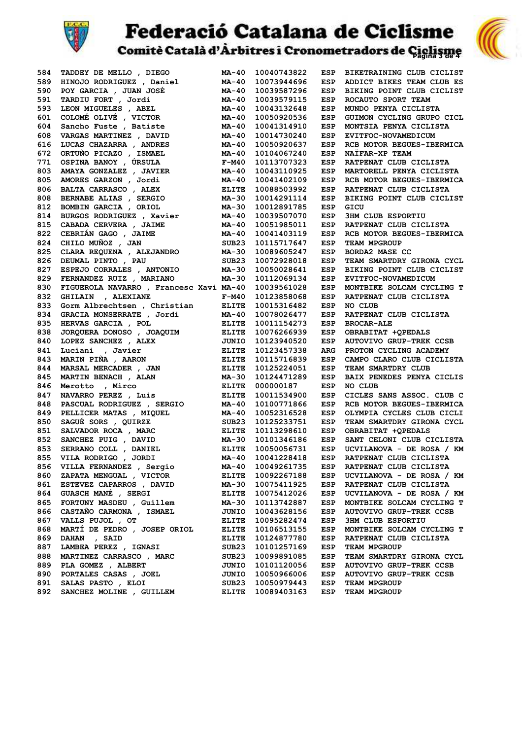# Federació Catalana de Ciclisme

## Comitè Català d'Àrbitres i Cronometradors de Ciclisme

| | | | | | |
|---|---|---|---|---|---|
| 584 | TADDEY DE MELLO , DIEGO | MA-40 | 10040743822 | ESP | BIKETRAINING CLUB CICLIST |
| 589 | HINOJO RODRIGUEZ , Daniel | MA-40 | 10073944696 | ESP | ADDICT BIKES TEAM CLUB ES |
| 590 | POY GARCIA , JUAN JOSÉ | MA-40 | 10039587296 | ESP | BIKING POINT CLUB CICLIST |
| 591 | TARDIU FORT , Jordi | MA-40 | 10039579115 | ESP | ROCAUTO SPORT TEAM |
| 593 | LEON MIGUELES , ABEL | MA-40 | 10043132648 | ESP | MUNDO PENYA CICLISTA |
| 601 | COLOMÉ OLIVÉ , VICTOR | MA-40 | 10050920536 | ESP | GUIMON CYCLING GRUPO CICL |
| 604 | Sancho Fuste , Batiste | MA-40 | 10041314910 | ESP | MONTSIA PENYA CICLISTA |
| 608 | VARGAS MARTINEZ , DAVID | MA-40 | 10014730240 | ESP | EVITFOC-NOVAMEDICUM |
| 616 | LUCAS CHAZARRA , ANDRES | MA-40 | 10050920637 | ESP | RCB MOTOR BEGUES-IBERMICA |
| 672 | ORTUÑO PICAZO , ISMAEL | MA-40 | 10104067240 | ESP | NAÏFAR-XP TEAM |
| 771 | OSPINA BANOY , ÚRSULA | F-M40 | 10113707323 | ESP | RATPENAT CLUB CICLISTA |
| 803 | AMAYA GONZALEZ , JAVIER | MA-40 | 10043110925 | ESP | MARTORELL PENYA CICLISTA |
| 805 | AMORES GARZON , Jordi | MA-40 | 10041402109 | ESP | RCB MOTOR BEGUES-IBERMICA |
| 806 | BALTA CARRASCO , ALEX | ELITE | 10088503992 | ESP | RATPENAT CLUB CICLISTA |
| 808 | BERNABE ALIAS , SERGIO | MA-30 | 10014291114 | ESP | BIKING POINT CLUB CICLIST |
| 812 | BOMBIN GARCIA , ORIOL | MA-30 | 10012891785 | ESP | GICU |
| 814 | BURGOS RODRIGUEZ , Xavier | MA-40 | 10039507070 | ESP | 3HM CLUB ESPORTIU |
| 815 | CABADA CERVERA , JAIME | MA-40 | 10051985011 | ESP | RATPENAT CLUB CICLISTA |
| 822 | CEBRIÁN GAGO , JAIME | MA-40 | 10041403119 | ESP | RCB MOTOR BEGUES-IBERMICA |
| 824 | CHILO MUÑOZ , JAN | SUB23 | 10115717647 | ESP | TEAM MPGROUP |
| 825 | CLARA REQUENA , ALEJANDRO | MA-30 | 10089605247 | ESP | BORDA2 MASE CC |
| 826 | DEUMAL PINTO , PAU | SUB23 | 10072928018 | ESP | TEAM SMARTDRY GIRONA CYCL |
| 827 | ESPEJO CORRALES , ANTONIO | MA-30 | 10050028641 | ESP | BIKING POINT CLUB CICLIST |
| 829 | FERNANDEZ RUIZ , MARIANO | MA-30 | 10112069134 | ESP | EVITFOC-NOVAMEDICUM |
| 830 | FIGUEROLA NAVARRO , Francesc Xavi | MA-40 | 10039561028 | ESP | MONTBIKE SOLCAM CYCLING T |
| 832 | GHILAIN , ALEXIANE | F-M40 | 10123858068 | ESP | RATPENAT CLUB CICLISTA |
| 833 | Gorm Albrechtsen , Christian | ELITE | 10015316482 | ESP | NO CLUB |
| 834 | GRACIA MONSERRATE , Jordi | MA-40 | 10078026477 | ESP | RATPENAT CLUB CICLISTA |
| 835 | HERVAS GARCIA , POL | ELITE | 10011154273 | ESP | BROCAR-ALE |
| 838 | JORQUERA DONOSO , JOAQUIM | ELITE | 10076266939 | ESP | OBRABITAT +QPEDALS |
| 840 | LOPEZ SANCHEZ , ALEX | JUNIO | 10123940520 | ESP | AUTOVIVO GRUP-TREK CCSB |
| 841 | Luciani , Javier | ELITE | 10123457338 | ARG | PROTON CYCLING ACADEMY |
| 843 | MARIN PIÑA , AARON | ELITE | 10115716839 | ESP | CAMPO CLARO CLUB CICLISTA |
| 844 | MARSAL MERCADER , JAN | ELITE | 10125224051 | ESP | TEAM SMARTDRY CLUB |
| 845 | MARTIN BENACH , ALAN | MA-30 | 10124471289 | ESP | BAIX PENEDES PENYA CICLIS |
| 846 | Merotto , Mirco | ELITE | 000000187 | ESP | NO CLUB |
| 847 | NAVARRO PEREZ , Luis | ELITE | 10011534900 | ESP | CICLES SANS ASSOC. CLUB C |
| 848 | PASCUAL RODRIGUEZ , SERGIO | MA-40 | 10100771866 | ESP | RCB MOTOR BEGUES-IBERMICA |
| 849 | PELLICER MATAS , MIQUEL | MA-40 | 10052316528 | ESP | OLYMPIA CYCLES CLUB CICLI |
| 850 | SAGUÉ SORS , QUIRZE | SUB23 | 10125233751 | ESP | TEAM SMARTDRY GIRONA CYCL |
| 851 | SALVADOR ROCA , MARC | ELITE | 10113298610 | ESP | OBRABITAT +QPEDALS |
| 852 | SANCHEZ PUIG , DAVID | MA-30 | 10101346186 | ESP | SANT CELONI CLUB CICLISTA |
| 853 | SERRANO COLL , DANIEL | ELITE | 10050056731 | ESP | UCVILANOVA - DE ROSA / KM |
| 855 | VILA RODRIGO , JORDI | MA-40 | 10041228418 | ESP | RATPENAT CLUB CICLISTA |
| 856 | VILLA FERNANDEZ , Sergio | MA-40 | 10049261735 | ESP | RATPENAT CLUB CICLISTA |
| 860 | ZAPATA MENGUAL , VICTOR | ELITE | 10092267188 | ESP | UCVILANOVA - DE ROSA / KM |
| 861 | ESTEVEZ CAPARROS , DAVID | MA-30 | 10075411925 | ESP | RATPENAT CLUB CICLISTA |
| 864 | GUASCH MANÉ , SERGI | ELITE | 10075412026 | ESP | UCVILANOVA - DE ROSA / KM |
| 865 | FORTUNY MASDEU , Guillem | MA-30 | 10113742887 | ESP | MONTBIKE SOLCAM CYCLING T |
| 866 | CASTAÑO CARMONA , ISMAEL | JUNIO | 10043628156 | ESP | AUTOVIVO GRUP-TREK CCSB |
| 867 | VALLS PUJOL , OT | ELITE | 10095282474 | ESP | 3HM CLUB ESPORTIU |
| 868 | MARTÍ DE PEDRO , JOSEP ORIOL | ELITE | 10106513155 | ESP | MONTBIKE SOLCAM CYCLING T |
| 869 | DAHAN , SAID | ELITE | 10124877780 | ESP | RATPENAT CLUB CICLISTA |
| 887 | LAMBEA PEREZ , IGNASI | SUB23 | 10101257169 | ESP | TEAM MPGROUP |
| 888 | MARTINEZ CARRASCO , MARC | SUB23 | 10099891085 | ESP | TEAM SMARTDRY GIRONA CYCL |
| 889 | PLA GOMEZ , ALBERT | JUNIO | 10101120056 | ESP | AUTOVIVO GRUP-TREK CCSB |
| 890 | PORTALES CASAS , JOEL | JUNIO | 10050966006 | ESP | AUTOVIVO GRUP-TREK CCSB |
| 891 | SALAS PASTO , ELOI | SUB23 | 10050979443 | ESP | TEAM MPGROUP |
| 892 | SANCHEZ MOLINE , GUILLEM | ELITE | 10089403163 | ESP | TEAM MPGROUP |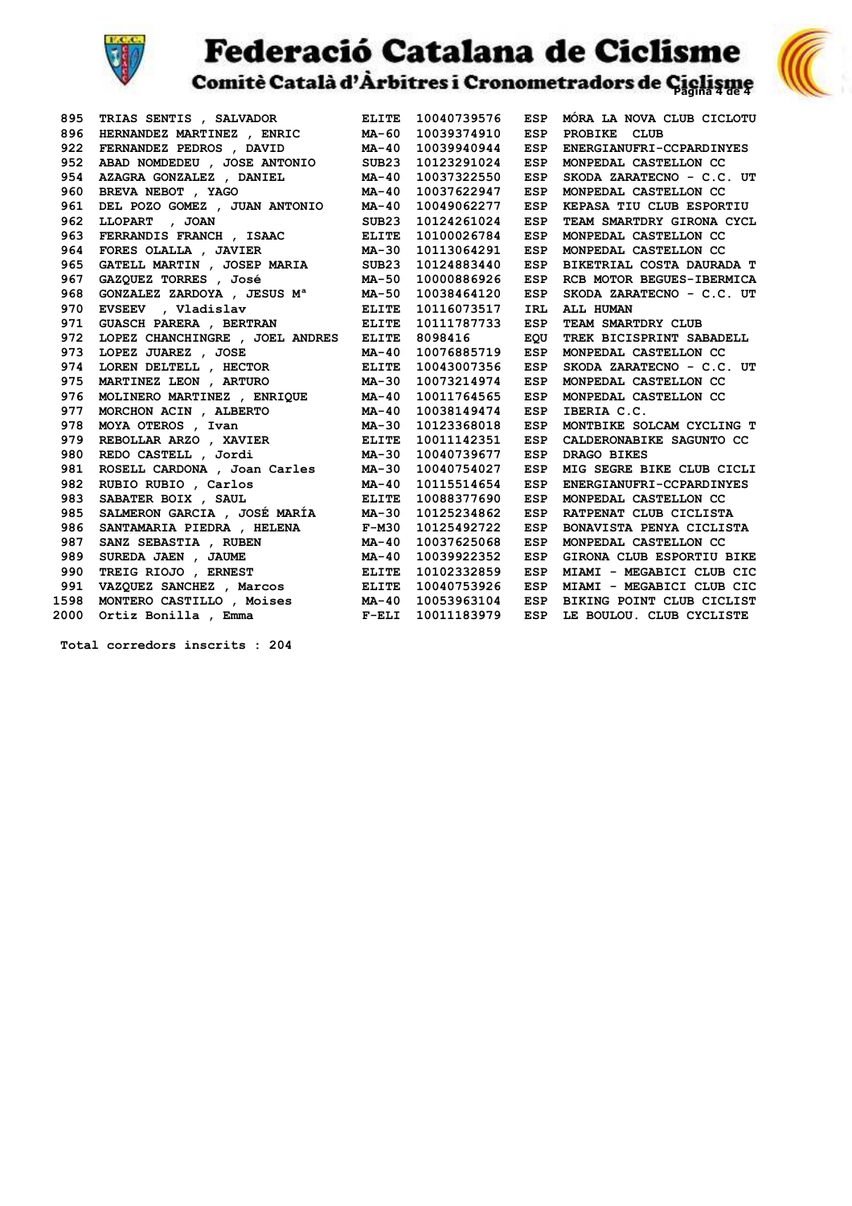# Federació Catalana de Ciclisme

## Comitè Català d'Àrbitres i Cronometradors de Ciclisme

| | | | | | |
|---|---|---|---|---|---|
| 895 | TRIAS SENTIS , SALVADOR | ELITE | 10040739576 | ESP | MÓRA LA NOVA CLUB CICLOTU |
| 896 | HERNANDEZ MARTINEZ , ENRIC | MA-60 | 10039374910 | ESP | PROBIKE CLUB |
| 922 | FERNANDEZ PEDROS , DAVID | MA-40 | 10039940944 | ESP | ENERGIANUFRI-CCPARDINYES |
| 952 | ABAD NOMDEDEU , JOSE ANTONIO | SUB23 | 10123291024 | ESP | MONPEDAL CASTELLON CC |
| 954 | AZAGRA GONZALEZ , DANIEL | MA-40 | 10037322550 | ESP | SKODA ZARATECNO - C.C. UT |
| 960 | BREVA NEBOT , YAGO | MA-40 | 10037622947 | ESP | MONPEDAL CASTELLON CC |
| 961 | DEL POZO GOMEZ , JUAN ANTONIO | MA-40 | 10049062277 | ESP | KEPASA TIU CLUB ESPORTIU |
| 962 | LLOPART , JOAN | SUB23 | 10124261024 | ESP | TEAM SMARTDRY GIRONA CYCL |
| 963 | FERRANDIS FRANCH , ISAAC | ELITE | 10100026784 | ESP | MONPEDAL CASTELLON CC |
| 964 | FORES OLALLA , JAVIER | MA-30 | 10113064291 | ESP | MONPEDAL CASTELLON CC |
| 965 | GATELL MARTIN , JOSEP MARIA | SUB23 | 10124883440 | ESP | BIKETRIAL COSTA DAURADA T |
| 967 | GAZQUEZ TORRES , José | MA-50 | 10000886926 | ESP | RCB MOTOR BEGUES-IBERMICA |
| 968 | GONZALEZ ZARDOYA , JESUS Mª | MA-50 | 10038464120 | ESP | SKODA ZARATECNO - C.C. UT |
| 970 | EVSEEV , Vladislav | ELITE | 10116073517 | IRL | ALL HUMAN |
| 971 | GUASCH PARERA , BERTRAN | ELITE | 10111787733 | ESP | TEAM SMARTDRY CLUB |
| 972 | LOPEZ CHANCHINGRE , JOEL ANDRES | ELITE | 8098416 | EQU | TREK BICISPRINT SABADELL |
| 973 | LOPEZ JUAREZ , JOSE | MA-40 | 10076885719 | ESP | MONPEDAL CASTELLON CC |
| 974 | LOREN DELTELL , HECTOR | ELITE | 10043007356 | ESP | SKODA ZARATECNO - C.C. UT |
| 975 | MARTINEZ LEON , ARTURO | MA-30 | 10073214974 | ESP | MONPEDAL CASTELLON CC |
| 976 | MOLINERO MARTINEZ , ENRIQUE | MA-40 | 10011764565 | ESP | MONPEDAL CASTELLON CC |
| 977 | MORCHON ACIN , ALBERTO | MA-40 | 10038149474 | ESP | IBERIA C.C. |
| 978 | MOYA OTEROS , Ivan | MA-30 | 10123368018 | ESP | MONTBIKE SOLCAM CYCLING T |
| 979 | REBOLLAR ARZO , XAVIER | ELITE | 10011142351 | ESP | CALDERONABIKE SAGUNTO CC |
| 980 | REDO CASTELL , Jordi | MA-30 | 10040739677 | ESP | DRAGO BIKES |
| 981 | ROSELL CARDONA , Joan Carles | MA-30 | 10040754027 | ESP | MIG SEGRE BIKE CLUB CICLI |
| 982 | RUBIO RUBIO , Carlos | MA-40 | 10115514654 | ESP | ENERGIANUFRI-CCPARDINYES |
| 983 | SABATER BOIX , SAUL | ELITE | 10088377690 | ESP | MONPEDAL CASTELLON CC |
| 985 | SALMERON GARCIA , JOSÉ MARÍA | MA-30 | 10125234862 | ESP | RATPENAT CLUB CICLISTA |
| 986 | SANTAMARIA PIEDRA , HELENA | F-M30 | 10125492722 | ESP | BONAVISTA PENYA CICLISTA |
| 987 | SANZ SEBASTIA , RUBEN | MA-40 | 10037625068 | ESP | MONPEDAL CASTELLON CC |
| 989 | SUREDA JAEN , JAUME | MA-40 | 10039922352 | ESP | GIRONA CLUB ESPORTIU BIKE |
| 990 | TREIG RIOJO , ERNEST | ELITE | 10102332859 | ESP | MIAMI - MEGABICI CLUB CIC |
| 991 | VAZQUEZ SANCHEZ , Marcos | ELITE | 10040753926 | ESP | MIAMI - MEGABICI CLUB CIC |
| 1598 | MONTERO CASTILLO , Moises | MA-40 | 10053963104 | ESP | BIKING POINT CLUB CICLIST |
| 2000 | Ortiz Bonilla , Emma | F-ELI | 10011183979 | ESP | LE BOULOU. CLUB CYCLISTE |

Total corredors inscrits : 204